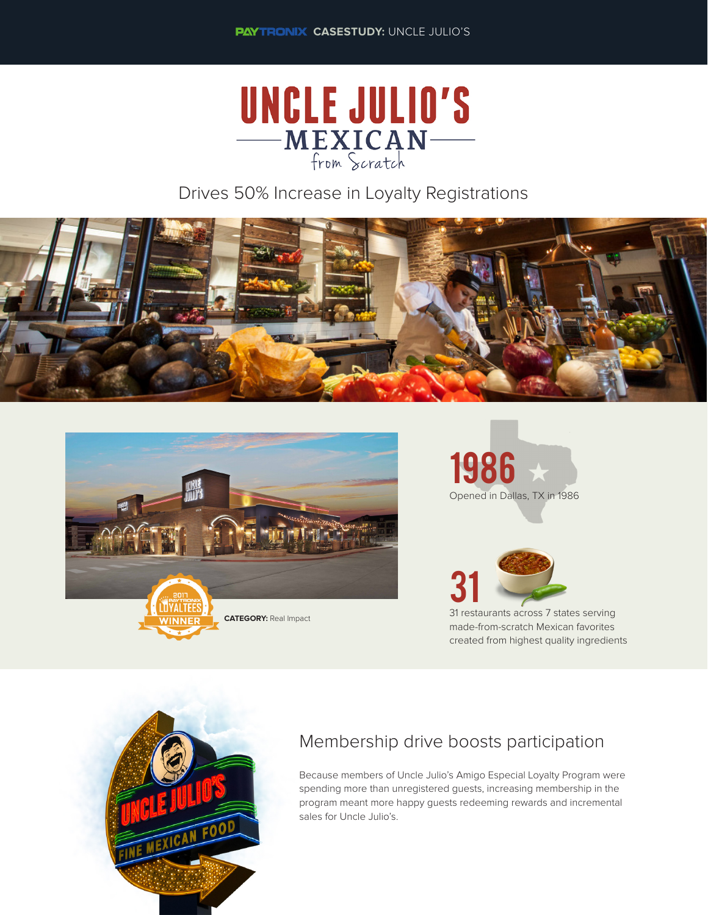PAYTRONIX **CASESTUDY:** UNCLE JULIO'S

# UNCLE JULIO'S MEXICAN from Scratch

## Drives 50% Increase in Loyalty Registrations

2017 PAYTRONIX LOYALTEES WINNER

**CATEGORY:** Real Impact

**1986**

Opened in Dallas, TX in 1986

**31**

31 restaurants across 7 states serving made-from-scratch Mexican favorites created from highest quality ingredients

## Membership drive boosts participation

Because members of Uncle Julio's Amigo Especial Loyalty Program were spending more than unregistered guests, increasing membership in the program meant more happy guests redeeming rewards and incremental sales for Uncle Julio's.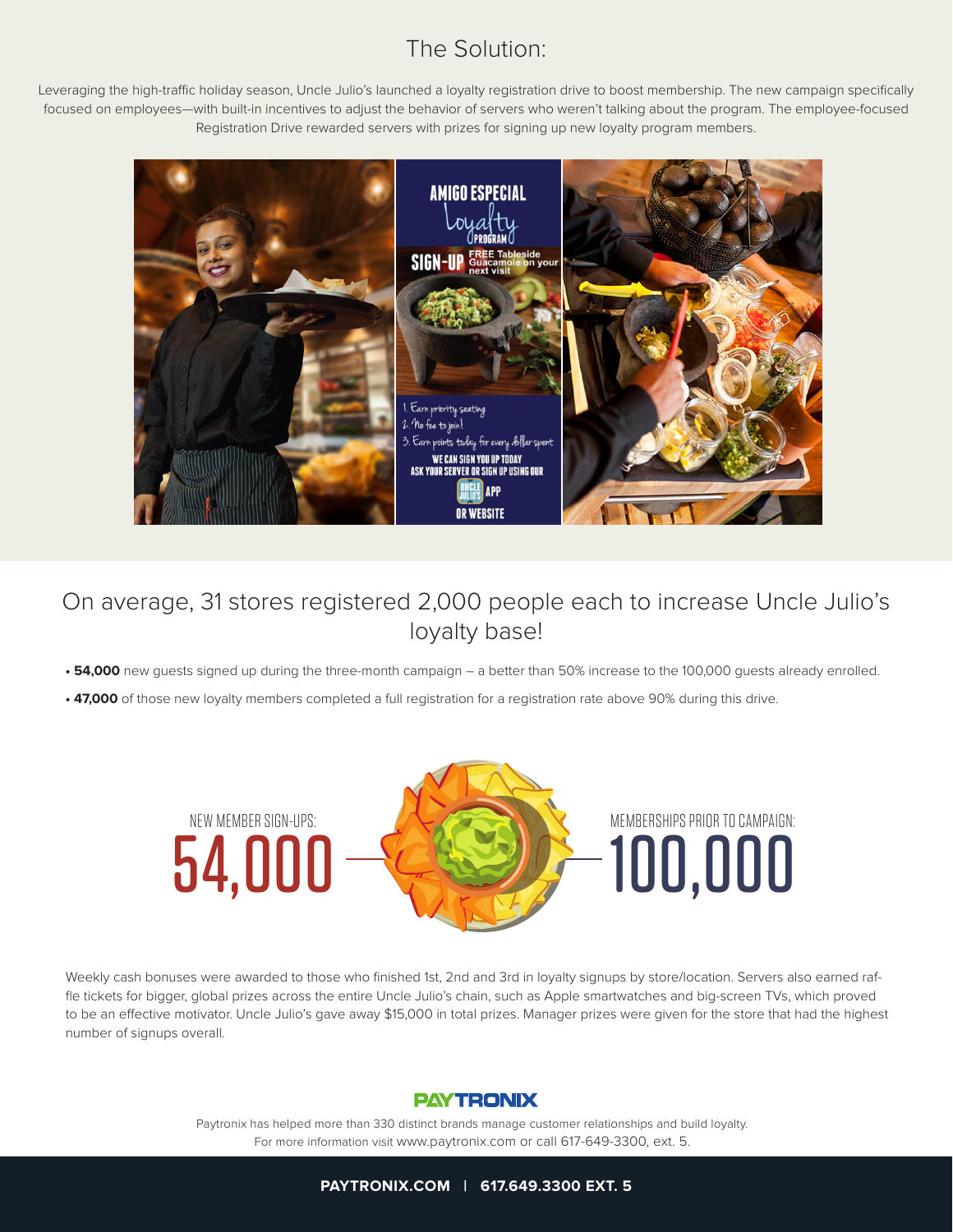## The Solution:

Leveraging the high-traffic holiday season, Uncle Julio's launched a loyalty registration drive to boost membership. The new campaign specifically focused on employees—with built-in incentives to adjust the behavior of servers who weren't talking about the program. The employee-focused Registration Drive rewarded servers with prizes for signing up new loyalty program members.

## On average, 31 stores registered 2,000 people each to increase Uncle Julio's loyalty base!

- **54,000** new guests signed up during the three-month campaign – a better than 50% increase to the 100,000 guests already enrolled.
- **47,000** of those new loyalty members completed a full registration for a registration rate above 90% during this drive.

NEW MEMBER SIGN-UPS:
54,000

MEMBERSHIPS PRIOR TO CAMPAIGN:
100,000

Weekly cash bonuses were awarded to those who finished 1st, 2nd and 3rd in loyalty signups by store/location. Servers also earned raffle tickets for bigger, global prizes across the entire Uncle Julio's chain, such as Apple smartwatches and big-screen TVs, which proved to be an effective motivator. Uncle Julio's gave away $15,000 in total prizes. Manager prizes were given for the store that had the highest number of signups overall.

**PAYTRONIX**

Paytronix has helped more than 330 distinct brands manage customer relationships and build loyalty.
For more information visit www.paytronix.com or call 617-649-3300, ext. 5.

**PAYTRONIX.COM | 617.649.3300 EXT. 5**